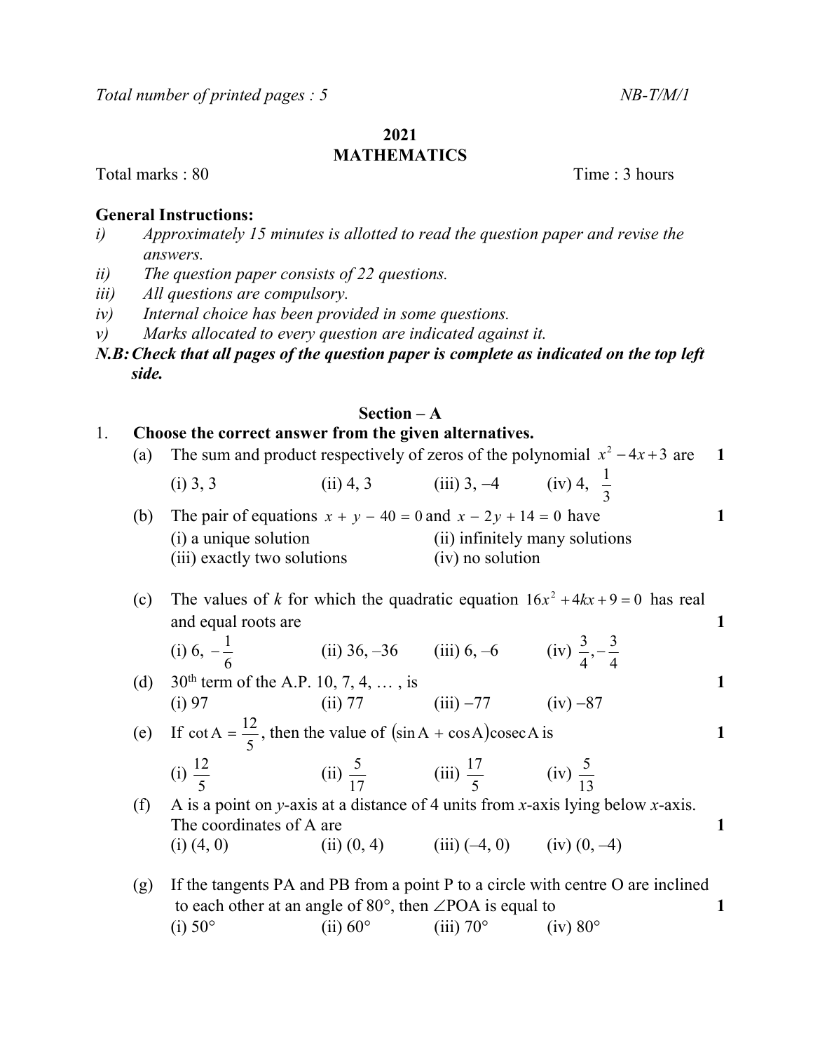Total number of printed pages : 5 NB-T/M/1

**2021**

# MATHEMATICS

Total marks : 80 Time : 3 hours

**General Instructions:**

*i) Approximately 15 minutes is allotted to read the question paper and revise the answers.*

*ii) The question paper consists of 22 questions.*

*iii) All questions are compulsory.*

*iv) Internal choice has been provided in some questions.*

*v) Marks allocated to every question are indicated against it.*

***N.B: Check that all pages of the question paper is complete as indicated on the top left side.***

## Section – A

1. **Choose the correct answer from the given alternatives.**

(a) The sum and product respectively of zeros of the polynomial $x^2 - 4x + 3$ are **1**

(i) 3, 3 (ii) 4, 3 (iii) 3, –4 (iv) 4, $\frac{1}{3}$

(b) The pair of equations $x + y - 40 = 0$ and $x - 2y + 14 = 0$ have **1**

(i) a unique solution (ii) infinitely many solutions
(iii) exactly two solutions (iv) no solution

(c) The values of $k$ for which the quadratic equation $16x^2 + 4kx + 9 = 0$ has real and equal roots are **1**

(i) 6, $-\frac{1}{6}$ (ii) 36, –36 (iii) 6, –6 (iv) $\frac{3}{4}, -\frac{3}{4}$

(d) 30th term of the A.P. 10, 7, 4, … , is **1**

(i) 97 (ii) 77 (iii) –77 (iv) –87

(e) If $\cot A = \frac{12}{5}$, then the value of $(\sin A + \cos A)\operatorname{cosec} A$ is **1**

(i) $\frac{12}{5}$ (ii) $\frac{5}{17}$ (iii) $\frac{17}{5}$ (iv) $\frac{5}{13}$

(f) A is a point on $y$-axis at a distance of 4 units from $x$-axis lying below $x$-axis. The coordinates of A are **1**

(i) (4, 0) (ii) (0, 4) (iii) (–4, 0) (iv) (0, –4)

(g) If the tangents PA and PB from a point P to a circle with centre O are inclined to each other at an angle of 80°, then ∠POA is equal to **1**

(i) 50° (ii) 60° (iii) 70° (iv) 80°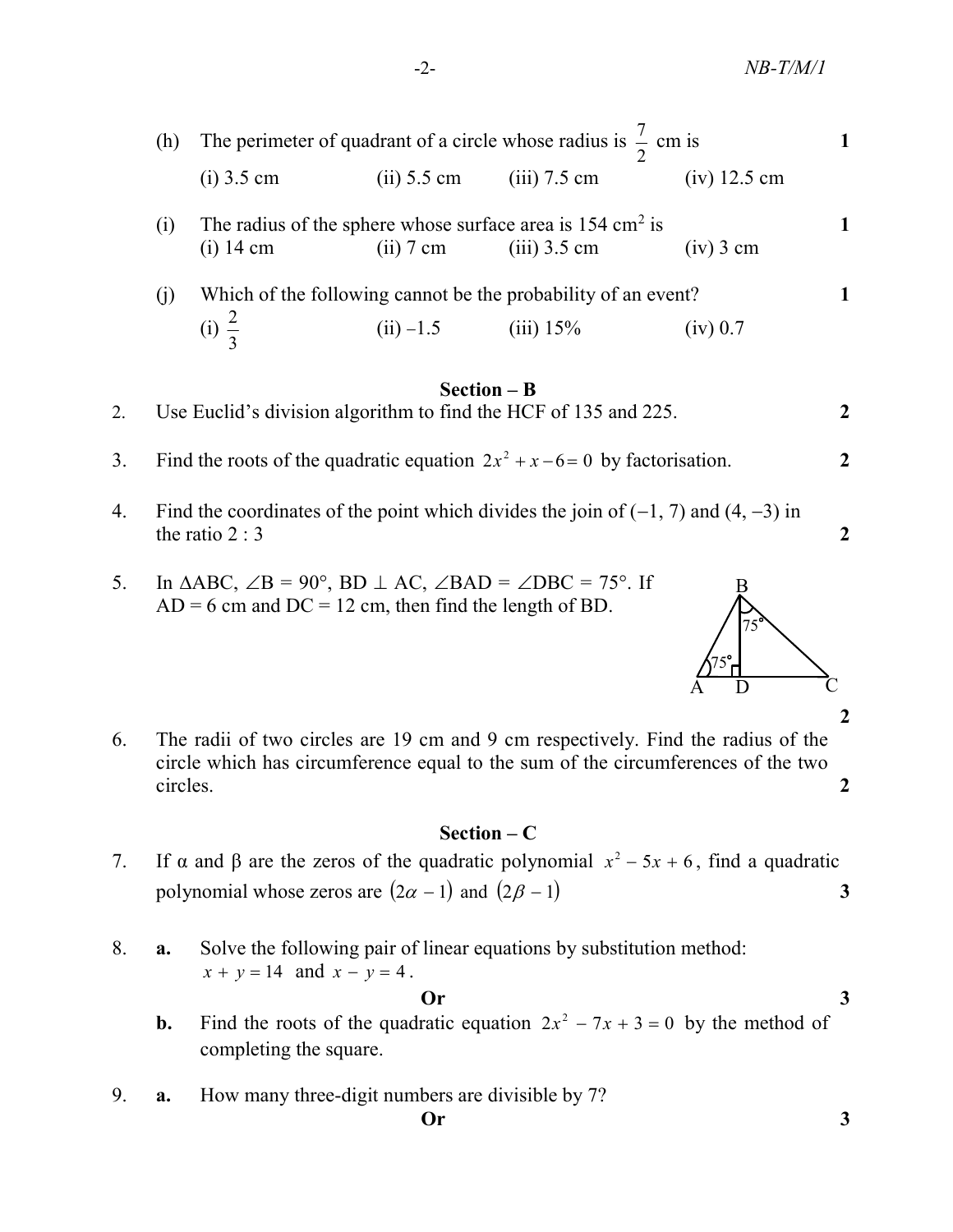(h) The perimeter of quadrant of a circle whose radius is $\frac{7}{2}$ cm is **1**

(i) 3.5 cm (ii) 5.5 cm (iii) 7.5 cm (iv) 12.5 cm

(i) The radius of the sphere whose surface area is 154 $cm^2$ is **1**

(i) 14 cm (ii) 7 cm (iii) 3.5 cm (iv) 3 cm

(j) Which of the following cannot be the probability of an event? **1**

(i) $\frac{2}{3}$ (ii) –1.5 (iii) 15% (iv) 0.7

## Section – B

2. Use Euclid's division algorithm to find the HCF of 135 and 225. **2**

3. Find the roots of the quadratic equation $2x^2 + x - 6 = 0$ by factorisation. **2**

4. Find the coordinates of the point which divides the join of (−1, 7) and (4, −3) in the ratio 2 : 3 **2**

5. In ΔABC, ∠B = 90°, BD ⊥ AC, ∠BAD = ∠DBC = 75°. If AD = 6 cm and DC = 12 cm, then find the length of BD. **2**

6. The radii of two circles are 19 cm and 9 cm respectively. Find the radius of the circle which has circumference equal to the sum of the circumferences of the two circles. **2**

## Section – C

7. If α and β are the zeros of the quadratic polynomial $x^2 - 5x + 6$, find a quadratic polynomial whose zeros are $(2\alpha - 1)$ and $(2\beta - 1)$ **3**

8. **a.** Solve the following pair of linear equations by substitution method: $x + y = 14$ and $x - y = 4$.

**Or** **3**

**b.** Find the roots of the quadratic equation $2x^2 - 7x + 3 = 0$ by the method of completing the square.

9. **a.** How many three-digit numbers are divisible by 7?

**Or** **3**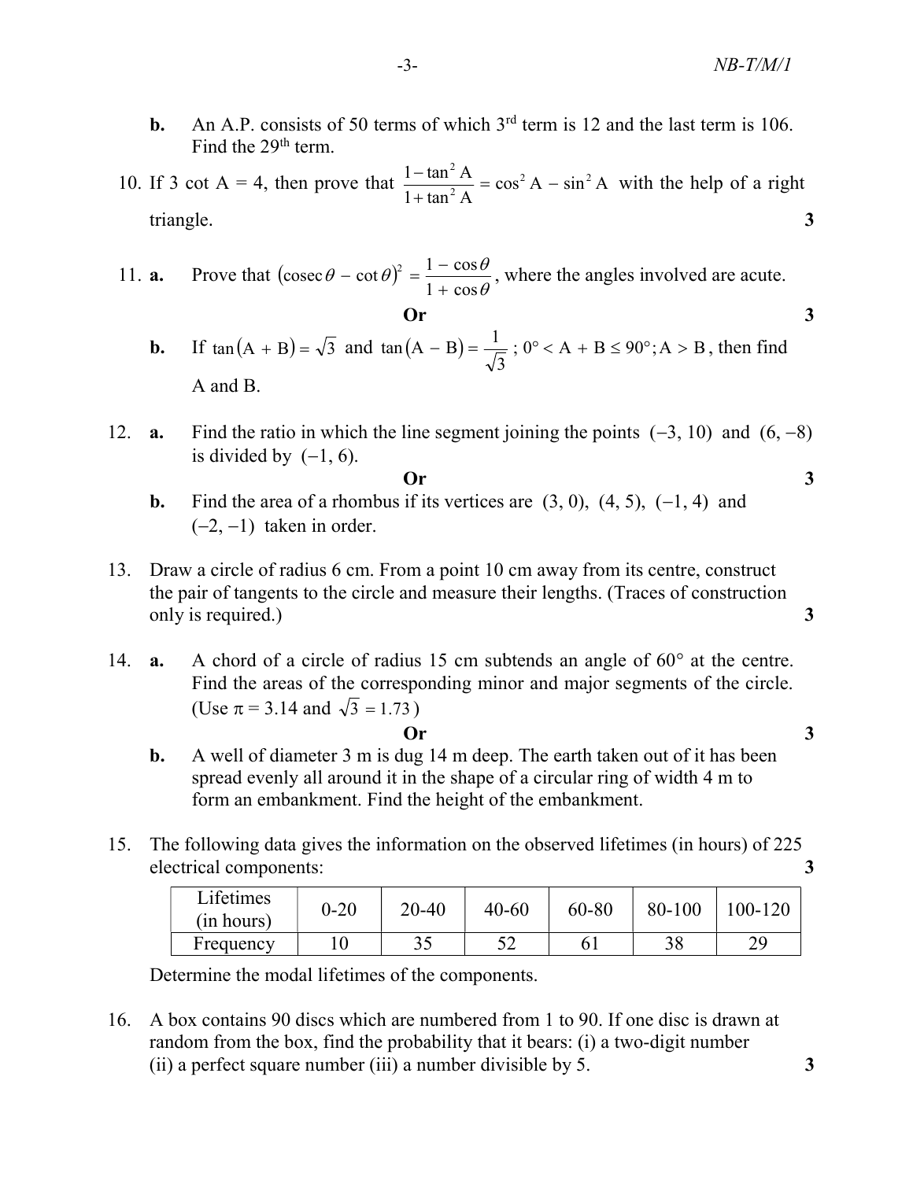**b.** An A.P. consists of 50 terms of which 3rd term is 12 and the last term is 106. Find the 29th term.

10. If 3 cot A = 4, then prove that $\frac{1-\tan^2 A}{1+\tan^2 A} = \cos^2 A - \sin^2 A$ with the help of a right triangle. **3**

11. **a.** Prove that $(\text{cosec}\,\theta - \cot\theta)^2 = \frac{1-\cos\theta}{1+\cos\theta}$, where the angles involved are acute.

**Or** **3**

**b.** If $\tan(A + B) = \sqrt{3}$ and $\tan(A - B) = \frac{1}{\sqrt{3}}$ ; $0° < A + B \le 90°; A > B$, then find A and B.

12. **a.** Find the ratio in which the line segment joining the points $(-3, 10)$ and $(6, -8)$ is divided by $(-1, 6)$.

**Or** **3**

**b.** Find the area of a rhombus if its vertices are $(3, 0)$, $(4, 5)$, $(-1, 4)$ and $(-2, -1)$ taken in order.

13. Draw a circle of radius 6 cm. From a point 10 cm away from its centre, construct the pair of tangents to the circle and measure their lengths. (Traces of construction only is required.) **3**

14. **a.** A chord of a circle of radius 15 cm subtends an angle of 60° at the centre. Find the areas of the corresponding minor and major segments of the circle. (Use $\pi = 3.14$ and $\sqrt{3} = 1.73$)

**Or** **3**

**b.** A well of diameter 3 m is dug 14 m deep. The earth taken out of it has been spread evenly all around it in the shape of a circular ring of width 4 m to form an embankment. Find the height of the embankment.

15. The following data gives the information on the observed lifetimes (in hours) of 225 electrical components: **3**

| Lifetimes (in hours) | 0-20 | 20-40 | 40-60 | 60-80 | 80-100 | 100-120 |
|---|---|---|---|---|---|---|
| Frequency | 10 | 35 | 52 | 61 | 38 | 29 |

Determine the modal lifetimes of the components.

16. A box contains 90 discs which are numbered from 1 to 90. If one disc is drawn at random from the box, find the probability that it bears: (i) a two-digit number (ii) a perfect square number (iii) a number divisible by 5. **3**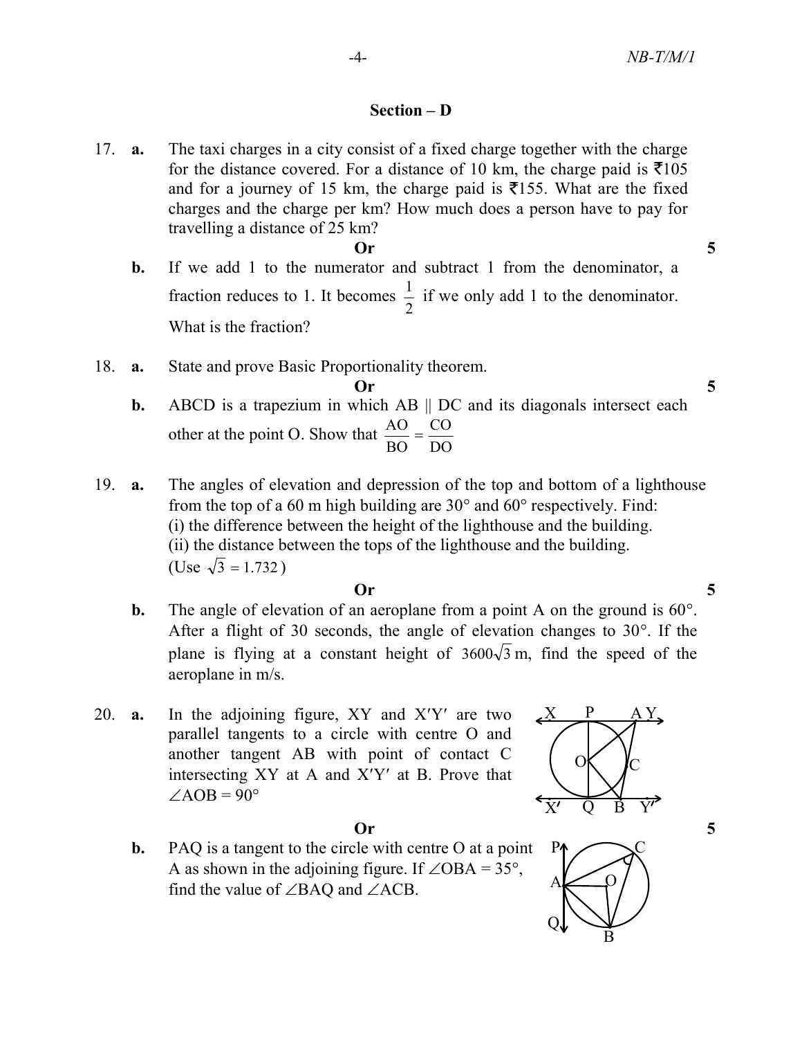## Section – D

17. **a.** The taxi charges in a city consist of a fixed charge together with the charge for the distance covered. For a distance of 10 km, the charge paid is ₹105 and for a journey of 15 km, the charge paid is ₹155. What are the fixed charges and the charge per km? How much does a person have to pay for travelling a distance of 25 km?

**Or** 5

**b.** If we add 1 to the numerator and subtract 1 from the denominator, a fraction reduces to 1. It becomes $\frac{1}{2}$ if we only add 1 to the denominator. What is the fraction?

18. **a.** State and prove Basic Proportionality theorem.

**Or** 5

**b.** ABCD is a trapezium in which AB || DC and its diagonals intersect each other at the point O. Show that $\frac{AO}{BO} = \frac{CO}{DO}$

19. **a.** The angles of elevation and depression of the top and bottom of a lighthouse from the top of a 60 m high building are 30° and 60° respectively. Find:
(i) the difference between the height of the lighthouse and the building.
(ii) the distance between the tops of the lighthouse and the building.
(Use $\sqrt{3} = 1.732$)

**Or** 5

**b.** The angle of elevation of an aeroplane from a point A on the ground is 60°. After a flight of 30 seconds, the angle of elevation changes to 30°. If the plane is flying at a constant height of $3600\sqrt{3}$ m, find the speed of the aeroplane in m/s.

20. **a.** In the adjoining figure, XY and X′Y′ are two parallel tangents to a circle with centre O and another tangent AB with point of contact C intersecting XY at A and X′Y′ at B. Prove that $\angle AOB = 90°$

**Or** 5

**b.** PAQ is a tangent to the circle with centre O at a point A as shown in the adjoining figure. If $\angle OBA = 35°$, find the value of $\angle BAQ$ and $\angle ACB$.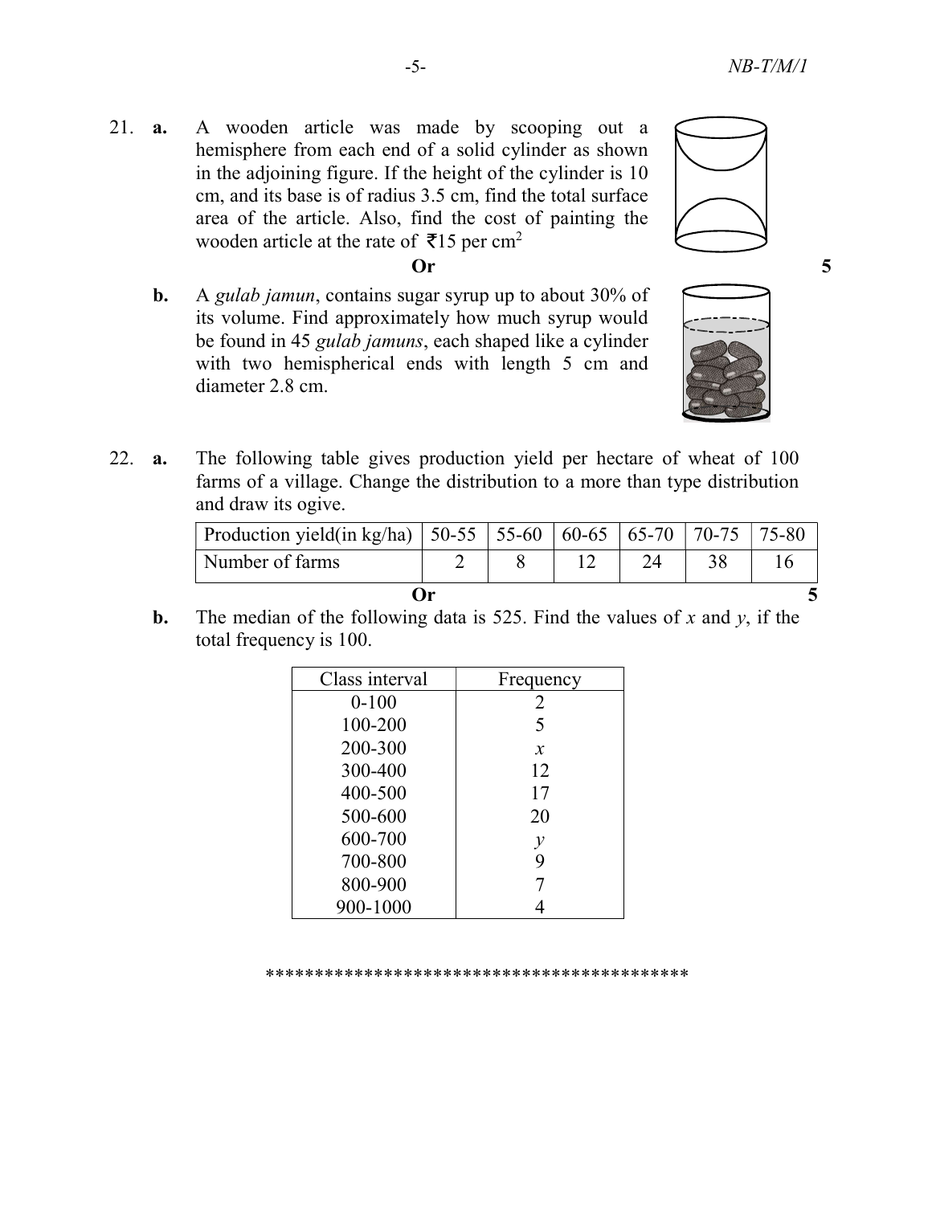21. **a.** A wooden article was made by scooping out a hemisphere from each end of a solid cylinder as shown in the adjoining figure. If the height of the cylinder is 10 cm, and its base is of radius 3.5 cm, find the total surface area of the article. Also, find the cost of painting the wooden article at the rate of ₹15 per $cm^2$

**Or** **5**

**b.** A *gulab jamun*, contains sugar syrup up to about 30% of its volume. Find approximately how much syrup would be found in 45 *gulab jamuns*, each shaped like a cylinder with two hemispherical ends with length 5 cm and diameter 2.8 cm.

22. **a.** The following table gives production yield per hectare of wheat of 100 farms of a village. Change the distribution to a more than type distribution and draw its ogive.

| Production yield(in kg/ha) | 50-55 | 55-60 | 60-65 | 65-70 | 70-75 | 75-80 |
|---|---|---|---|---|---|---|
| Number of farms | 2 | 8 | 12 | 24 | 38 | 16 |

**Or** **5**

**b.** The median of the following data is 525. Find the values of $x$ and $y$, if the total frequency is 100.

| Class interval | Frequency |
|---|---|
| 0-100 | 2 |
| 100-200 | 5 |
| 200-300 | $x$ |
| 300-400 | 12 |
| 400-500 | 17 |
| 500-600 | 20 |
| 600-700 | $y$ |
| 700-800 | 9 |
| 800-900 | 7 |
| 900-1000 | 4 |

*******************************************